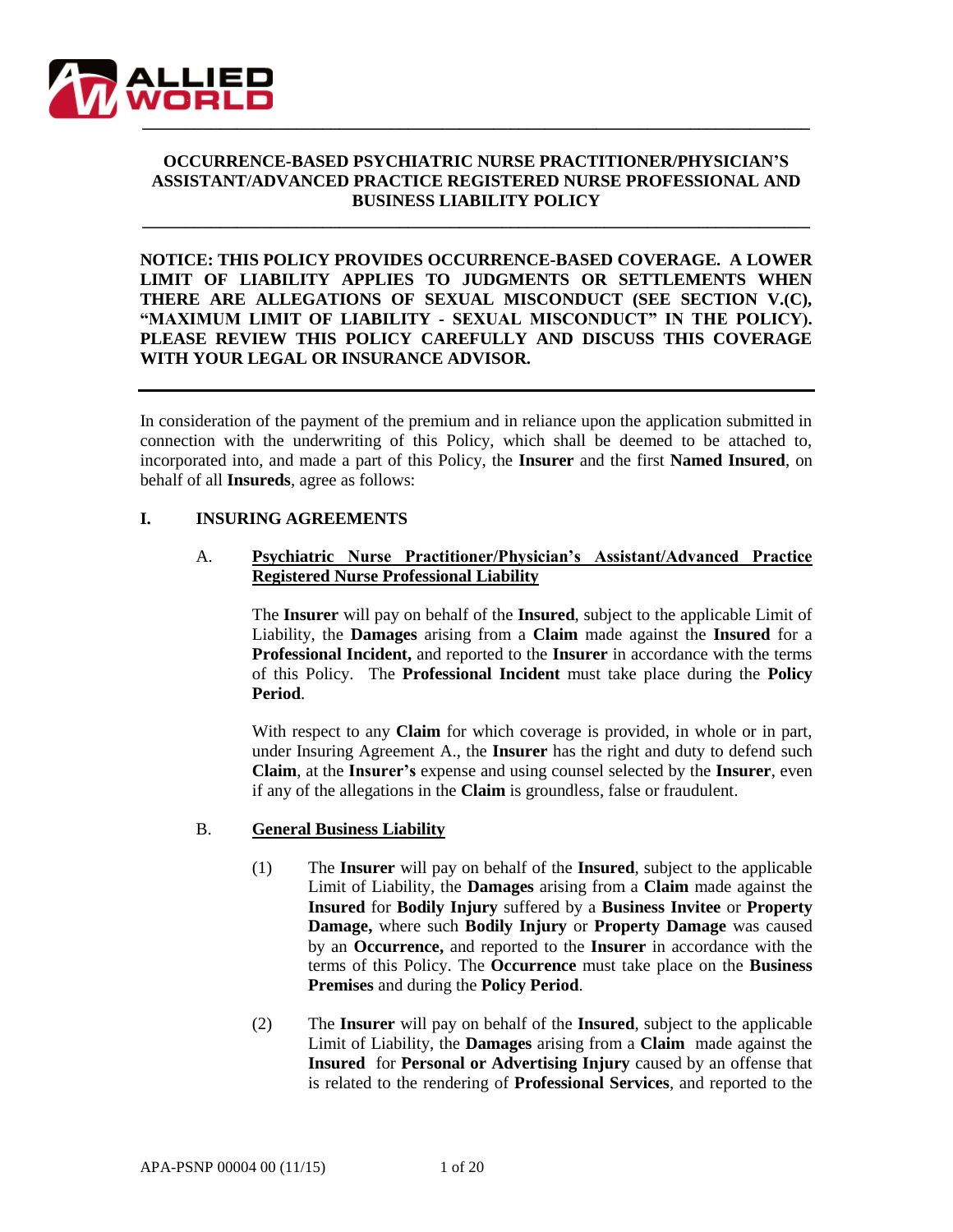# OCCURRENCE-BASED PSYCHIATRIC NURSE PRACTITIONER/PHYSICIAN'S ASSISTANT/ADVANCED PRACTICE REGISTERED NURSE PROFESSIONAL AND BUSINESS LIABILITY POLICY

**NOTICE: THIS POLICY PROVIDES OCCURRENCE-BASED COVERAGE. A LOWER LIMIT OF LIABILITY APPLIES TO JUDGMENTS OR SETTLEMENTS WHEN THERE ARE ALLEGATIONS OF SEXUAL MISCONDUCT (SEE SECTION V.(C), "MAXIMUM LIMIT OF LIABILITY - SEXUAL MISCONDUCT" IN THE POLICY). PLEASE REVIEW THIS POLICY CAREFULLY AND DISCUSS THIS COVERAGE WITH YOUR LEGAL OR INSURANCE ADVISOR.**

---

In consideration of the payment of the premium and in reliance upon the application submitted in connection with the underwriting of this Policy, which shall be deemed to be attached to, incorporated into, and made a part of this Policy, the **Insurer** and the first **Named Insured**, on behalf of all **Insureds**, agree as follows:

## I. INSURING AGREEMENTS

### A. Psychiatric Nurse Practitioner/Physician's Assistant/Advanced Practice Registered Nurse Professional Liability

The **Insurer** will pay on behalf of the **Insured**, subject to the applicable Limit of Liability, the **Damages** arising from a **Claim** made against the **Insured** for a **Professional Incident,** and reported to the **Insurer** in accordance with the terms of this Policy. The **Professional Incident** must take place during the **Policy Period**.

With respect to any **Claim** for which coverage is provided, in whole or in part, under Insuring Agreement A., the **Insurer** has the right and duty to defend such **Claim**, at the **Insurer's** expense and using counsel selected by the **Insurer**, even if any of the allegations in the **Claim** is groundless, false or fraudulent.

### B. General Business Liability

(1) The **Insurer** will pay on behalf of the **Insured**, subject to the applicable Limit of Liability, the **Damages** arising from a **Claim** made against the **Insured** for **Bodily Injury** suffered by a **Business Invitee** or **Property Damage,** where such **Bodily Injury** or **Property Damage** was caused by an **Occurrence,** and reported to the **Insurer** in accordance with the terms of this Policy. The **Occurrence** must take place on the **Business Premises** and during the **Policy Period**.

(2) The **Insurer** will pay on behalf of the **Insured**, subject to the applicable Limit of Liability, the **Damages** arising from a **Claim** made against the **Insured** for **Personal or Advertising Injury** caused by an offense that is related to the rendering of **Professional Services**, and reported to the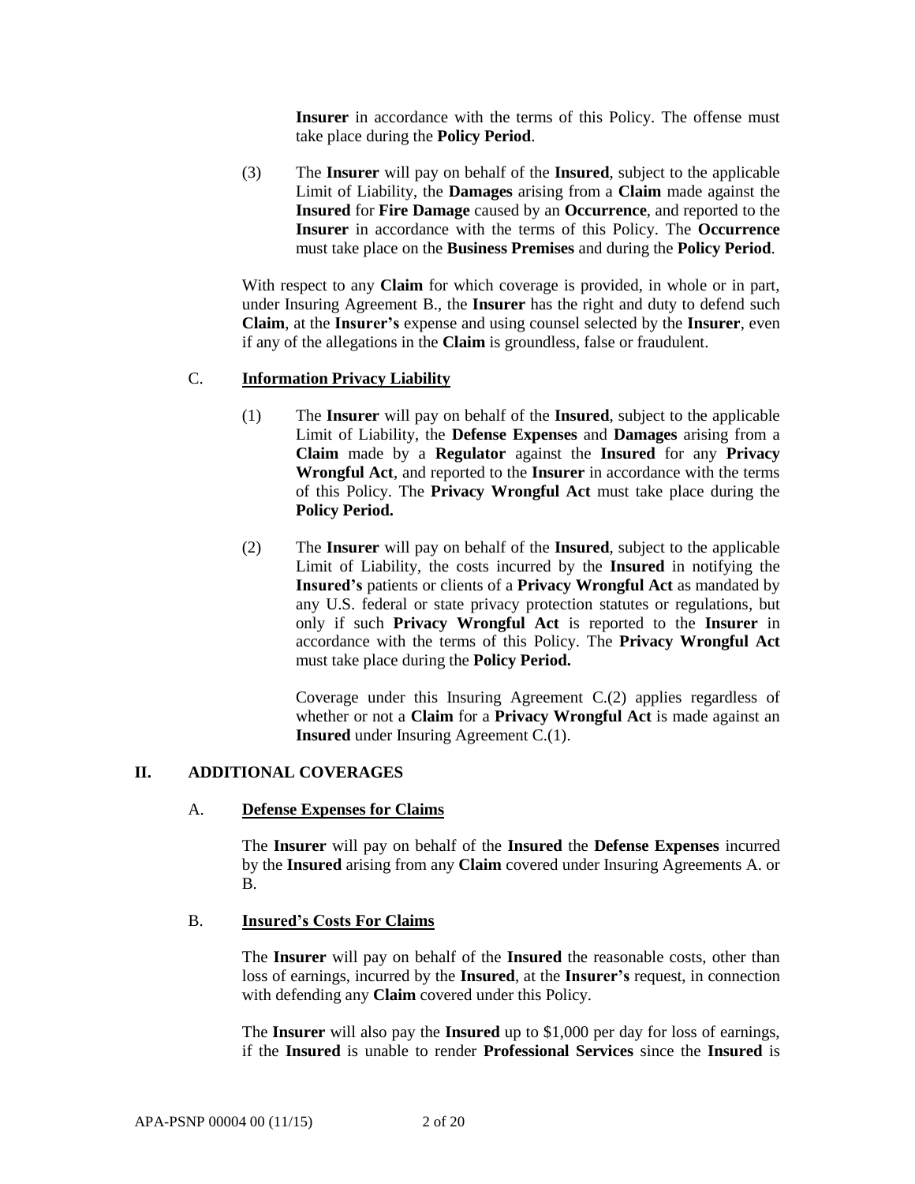**Insurer** in accordance with the terms of this Policy. The offense must take place during the **Policy Period**.

(3) The **Insurer** will pay on behalf of the **Insured**, subject to the applicable Limit of Liability, the **Damages** arising from a **Claim** made against the **Insured** for **Fire Damage** caused by an **Occurrence**, and reported to the **Insurer** in accordance with the terms of this Policy. The **Occurrence** must take place on the **Business Premises** and during the **Policy Period**.

With respect to any **Claim** for which coverage is provided, in whole or in part, under Insuring Agreement B., the **Insurer** has the right and duty to defend such **Claim**, at the **Insurer's** expense and using counsel selected by the **Insurer**, even if any of the allegations in the **Claim** is groundless, false or fraudulent.

C. **Information Privacy Liability**

(1) The **Insurer** will pay on behalf of the **Insured**, subject to the applicable Limit of Liability, the **Defense Expenses** and **Damages** arising from a **Claim** made by a **Regulator** against the **Insured** for any **Privacy Wrongful Act**, and reported to the **Insurer** in accordance with the terms of this Policy. The **Privacy Wrongful Act** must take place during the **Policy Period.**

(2) The **Insurer** will pay on behalf of the **Insured**, subject to the applicable Limit of Liability, the costs incurred by the **Insured** in notifying the **Insured's** patients or clients of a **Privacy Wrongful Act** as mandated by any U.S. federal or state privacy protection statutes or regulations, but only if such **Privacy Wrongful Act** is reported to the **Insurer** in accordance with the terms of this Policy. The **Privacy Wrongful Act** must take place during the **Policy Period.**

Coverage under this Insuring Agreement C.(2) applies regardless of whether or not a **Claim** for a **Privacy Wrongful Act** is made against an **Insured** under Insuring Agreement C.(1).

## II. ADDITIONAL COVERAGES

A. **Defense Expenses for Claims**

The **Insurer** will pay on behalf of the **Insured** the **Defense Expenses** incurred by the **Insured** arising from any **Claim** covered under Insuring Agreements A. or B.

B. **Insured's Costs For Claims**

The **Insurer** will pay on behalf of the **Insured** the reasonable costs, other than loss of earnings, incurred by the **Insured**, at the **Insurer's** request, in connection with defending any **Claim** covered under this Policy.

The **Insurer** will also pay the **Insured** up to $1,000 per day for loss of earnings, if the **Insured** is unable to render **Professional Services** since the **Insured** is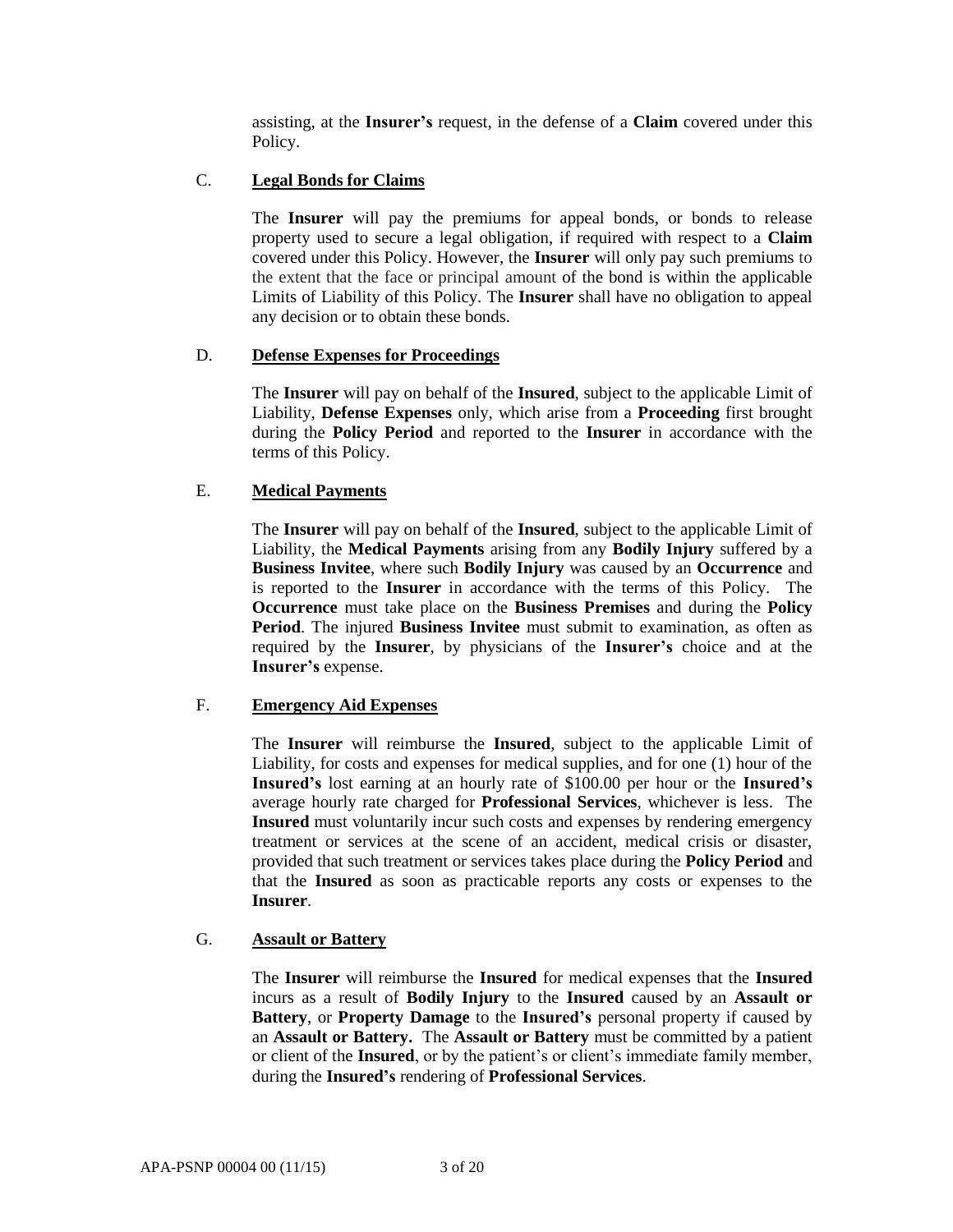assisting, at the **Insurer's** request, in the defense of a **Claim** covered under this Policy.

C. **Legal Bonds for Claims**

The **Insurer** will pay the premiums for appeal bonds, or bonds to release property used to secure a legal obligation, if required with respect to a **Claim** covered under this Policy. However, the **Insurer** will only pay such premiums to the extent that the face or principal amount of the bond is within the applicable Limits of Liability of this Policy. The **Insurer** shall have no obligation to appeal any decision or to obtain these bonds.

D. **Defense Expenses for Proceedings**

The **Insurer** will pay on behalf of the **Insured**, subject to the applicable Limit of Liability, **Defense Expenses** only, which arise from a **Proceeding** first brought during the **Policy Period** and reported to the **Insurer** in accordance with the terms of this Policy.

E. **Medical Payments**

The **Insurer** will pay on behalf of the **Insured**, subject to the applicable Limit of Liability, the **Medical Payments** arising from any **Bodily Injury** suffered by a **Business Invitee**, where such **Bodily Injury** was caused by an **Occurrence** and is reported to the **Insurer** in accordance with the terms of this Policy. The **Occurrence** must take place on the **Business Premises** and during the **Policy Period**. The injured **Business Invitee** must submit to examination, as often as required by the **Insurer**, by physicians of the **Insurer's** choice and at the **Insurer's** expense.

F. **Emergency Aid Expenses**

The **Insurer** will reimburse the **Insured**, subject to the applicable Limit of Liability, for costs and expenses for medical supplies, and for one (1) hour of the **Insured's** lost earning at an hourly rate of $100.00 per hour or the **Insured's** average hourly rate charged for **Professional Services**, whichever is less. The **Insured** must voluntarily incur such costs and expenses by rendering emergency treatment or services at the scene of an accident, medical crisis or disaster, provided that such treatment or services takes place during the **Policy Period** and that the **Insured** as soon as practicable reports any costs or expenses to the **Insurer**.

G. **Assault or Battery**

The **Insurer** will reimburse the **Insured** for medical expenses that the **Insured** incurs as a result of **Bodily Injury** to the **Insured** caused by an **Assault or Battery**, or **Property Damage** to the **Insured's** personal property if caused by an **Assault or Battery.** The **Assault or Battery** must be committed by a patient or client of the **Insured**, or by the patient's or client's immediate family member, during the **Insured's** rendering of **Professional Services**.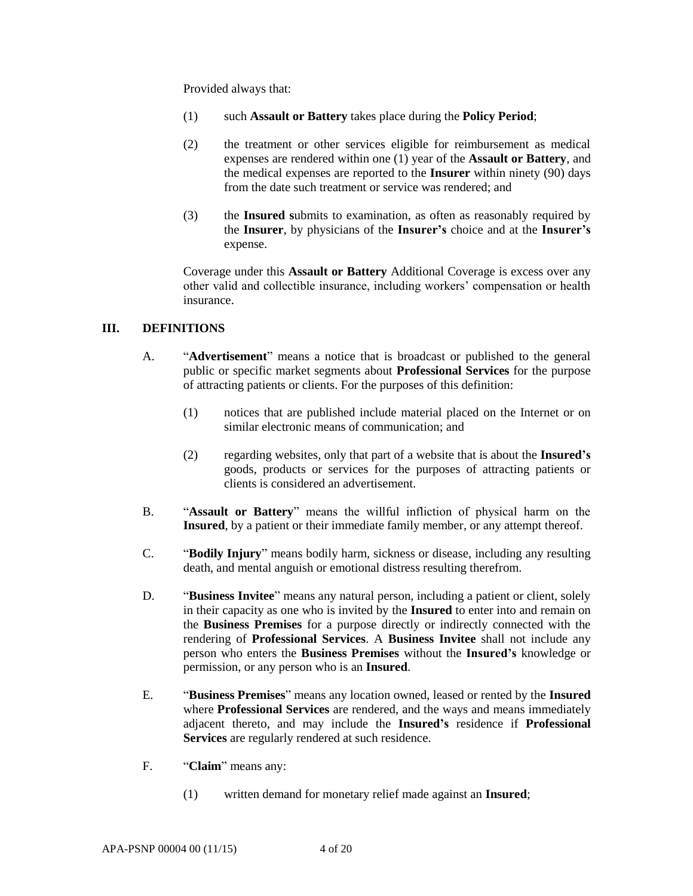Provided always that:

(1) such **Assault or Battery** takes place during the **Policy Period**;

(2) the treatment or other services eligible for reimbursement as medical expenses are rendered within one (1) year of the **Assault or Battery**, and the medical expenses are reported to the **Insurer** within ninety (90) days from the date such treatment or service was rendered; and

(3) the **Insured s**ubmits to examination, as often as reasonably required by the **Insurer**, by physicians of the **Insurer's** choice and at the **Insurer's** expense.

Coverage under this **Assault or Battery** Additional Coverage is excess over any other valid and collectible insurance, including workers' compensation or health insurance.

## III. DEFINITIONS

A. "**Advertisement**" means a notice that is broadcast or published to the general public or specific market segments about **Professional Services** for the purpose of attracting patients or clients. For the purposes of this definition:

   (1) notices that are published include material placed on the Internet or on similar electronic means of communication; and

   (2) regarding websites, only that part of a website that is about the **Insured's** goods, products or services for the purposes of attracting patients or clients is considered an advertisement.

B. "**Assault or Battery**" means the willful infliction of physical harm on the **Insured**, by a patient or their immediate family member, or any attempt thereof.

C. "**Bodily Injury**" means bodily harm, sickness or disease, including any resulting death, and mental anguish or emotional distress resulting therefrom.

D. "**Business Invitee**" means any natural person, including a patient or client, solely in their capacity as one who is invited by the **Insured** to enter into and remain on the **Business Premises** for a purpose directly or indirectly connected with the rendering of **Professional Services**. A **Business Invitee** shall not include any person who enters the **Business Premises** without the **Insured's** knowledge or permission, or any person who is an **Insured**.

E. "**Business Premises**" means any location owned, leased or rented by the **Insured** where **Professional Services** are rendered, and the ways and means immediately adjacent thereto, and may include the **Insured's** residence if **Professional Services** are regularly rendered at such residence.

F. "**Claim**" means any:

   (1) written demand for monetary relief made against an **Insured**;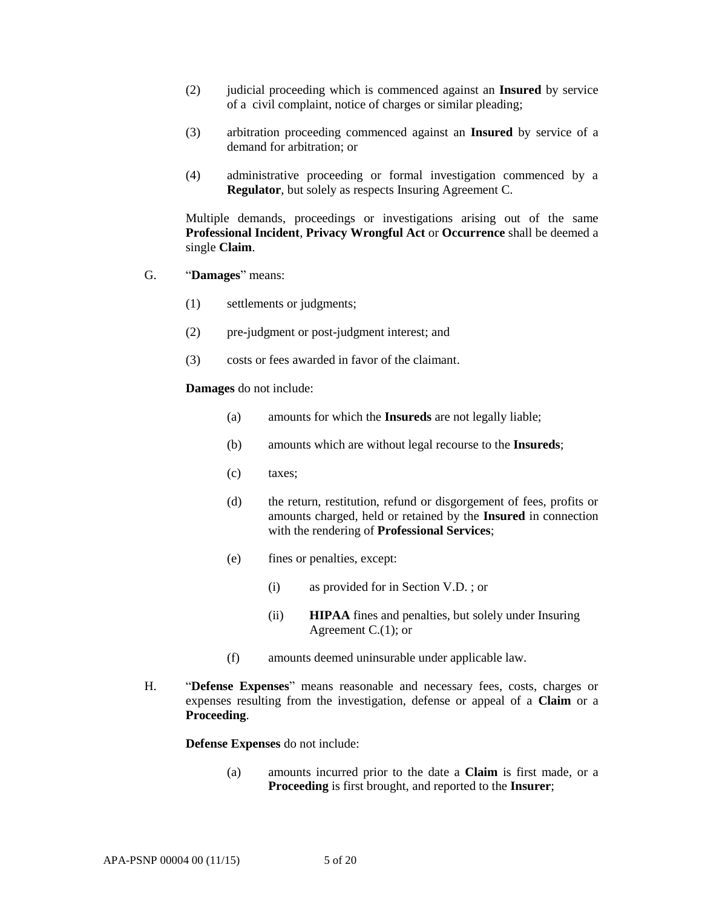(2) judicial proceeding which is commenced against an **Insured** by service of a civil complaint, notice of charges or similar pleading;

(3) arbitration proceeding commenced against an **Insured** by service of a demand for arbitration; or

(4) administrative proceeding or formal investigation commenced by a **Regulator**, but solely as respects Insuring Agreement C.

Multiple demands, proceedings or investigations arising out of the same **Professional Incident**, **Privacy Wrongful Act** or **Occurrence** shall be deemed a single **Claim**.

G. "**Damages**" means:

(1) settlements or judgments;

(2) pre-judgment or post-judgment interest; and

(3) costs or fees awarded in favor of the claimant.

**Damages** do not include:

(a) amounts for which the **Insureds** are not legally liable;

(b) amounts which are without legal recourse to the **Insureds**;

(c) taxes;

(d) the return, restitution, refund or disgorgement of fees, profits or amounts charged, held or retained by the **Insured** in connection with the rendering of **Professional Services**;

(e) fines or penalties, except:

(i) as provided for in Section V.D. ; or

(ii) **HIPAA** fines and penalties, but solely under Insuring Agreement C.(1); or

(f) amounts deemed uninsurable under applicable law.

H. "**Defense Expenses**" means reasonable and necessary fees, costs, charges or expenses resulting from the investigation, defense or appeal of a **Claim** or a **Proceeding**.

**Defense Expenses** do not include:

(a) amounts incurred prior to the date a **Claim** is first made, or a **Proceeding** is first brought, and reported to the **Insurer**;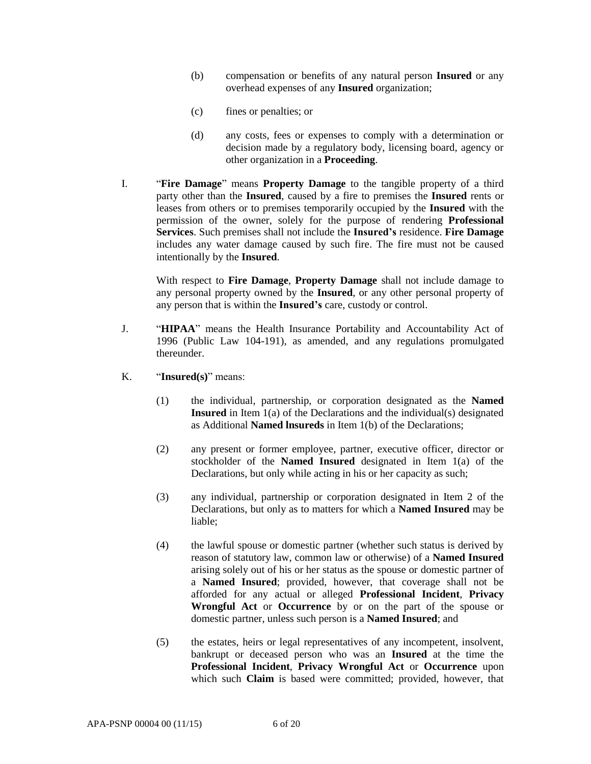(b) compensation or benefits of any natural person **Insured** or any overhead expenses of any **Insured** organization;

(c) fines or penalties; or

(d) any costs, fees or expenses to comply with a determination or decision made by a regulatory body, licensing board, agency or other organization in a **Proceeding**.

I. "**Fire Damage**" means **Property Damage** to the tangible property of a third party other than the **Insured**, caused by a fire to premises the **Insured** rents or leases from others or to premises temporarily occupied by the **Insured** with the permission of the owner, solely for the purpose of rendering **Professional Services**. Such premises shall not include the **Insured's** residence. **Fire Damage** includes any water damage caused by such fire. The fire must not be caused intentionally by the **Insured**.

With respect to **Fire Damage**, **Property Damage** shall not include damage to any personal property owned by the **Insured**, or any other personal property of any person that is within the **Insured's** care, custody or control.

J. "**HIPAA**" means the Health Insurance Portability and Accountability Act of 1996 (Public Law 104-191), as amended, and any regulations promulgated thereunder.

K. "**Insured(s)**" means:

(1) the individual, partnership, or corporation designated as the **Named Insured** in Item 1(a) of the Declarations and the individual(s) designated as Additional **Named lnsureds** in Item 1(b) of the Declarations;

(2) any present or former employee, partner, executive officer, director or stockholder of the **Named Insured** designated in Item 1(a) of the Declarations, but only while acting in his or her capacity as such;

(3) any individual, partnership or corporation designated in Item 2 of the Declarations, but only as to matters for which a **Named Insured** may be liable;

(4) the lawful spouse or domestic partner (whether such status is derived by reason of statutory law, common law or otherwise) of a **Named Insured** arising solely out of his or her status as the spouse or domestic partner of a **Named Insured**; provided, however, that coverage shall not be afforded for any actual or alleged **Professional Incident**, **Privacy Wrongful Act** or **Occurrence** by or on the part of the spouse or domestic partner, unless such person is a **Named Insured**; and

(5) the estates, heirs or legal representatives of any incompetent, insolvent, bankrupt or deceased person who was an **Insured** at the time the **Professional Incident**, **Privacy Wrongful Act** or **Occurrence** upon which such **Claim** is based were committed; provided, however, that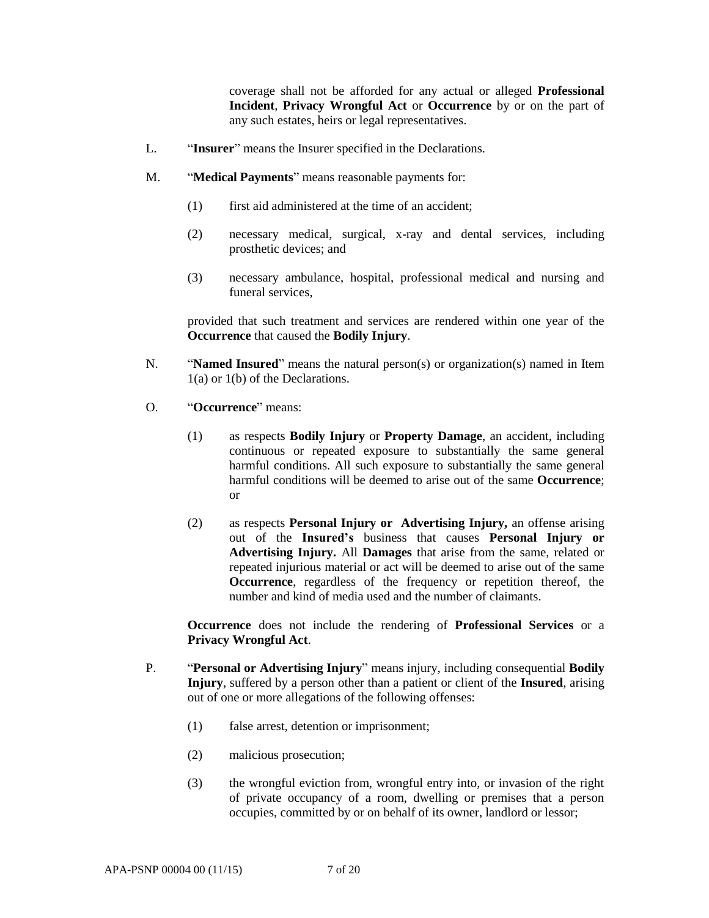coverage shall not be afforded for any actual or alleged **Professional Incident**, **Privacy Wrongful Act** or **Occurrence** by or on the part of any such estates, heirs or legal representatives.

L. "**Insurer**" means the Insurer specified in the Declarations.

M. "**Medical Payments**" means reasonable payments for:

(1) first aid administered at the time of an accident;

(2) necessary medical, surgical, x-ray and dental services, including prosthetic devices; and

(3) necessary ambulance, hospital, professional medical and nursing and funeral services,

provided that such treatment and services are rendered within one year of the **Occurrence** that caused the **Bodily Injury**.

N. "**Named Insured**" means the natural person(s) or organization(s) named in Item 1(a) or 1(b) of the Declarations.

O. "**Occurrence**" means:

(1) as respects **Bodily Injury** or **Property Damage**, an accident, including continuous or repeated exposure to substantially the same general harmful conditions. All such exposure to substantially the same general harmful conditions will be deemed to arise out of the same **Occurrence**; or

(2) as respects **Personal Injury or Advertising Injury,** an offense arising out of the **Insured's** business that causes **Personal Injury or Advertising Injury.** All **Damages** that arise from the same, related or repeated injurious material or act will be deemed to arise out of the same **Occurrence**, regardless of the frequency or repetition thereof, the number and kind of media used and the number of claimants.

**Occurrence** does not include the rendering of **Professional Services** or a **Privacy Wrongful Act**.

P. "**Personal or Advertising Injury**" means injury, including consequential **Bodily Injury**, suffered by a person other than a patient or client of the **Insured**, arising out of one or more allegations of the following offenses:

(1) false arrest, detention or imprisonment;

(2) malicious prosecution;

(3) the wrongful eviction from, wrongful entry into, or invasion of the right of private occupancy of a room, dwelling or premises that a person occupies, committed by or on behalf of its owner, landlord or lessor;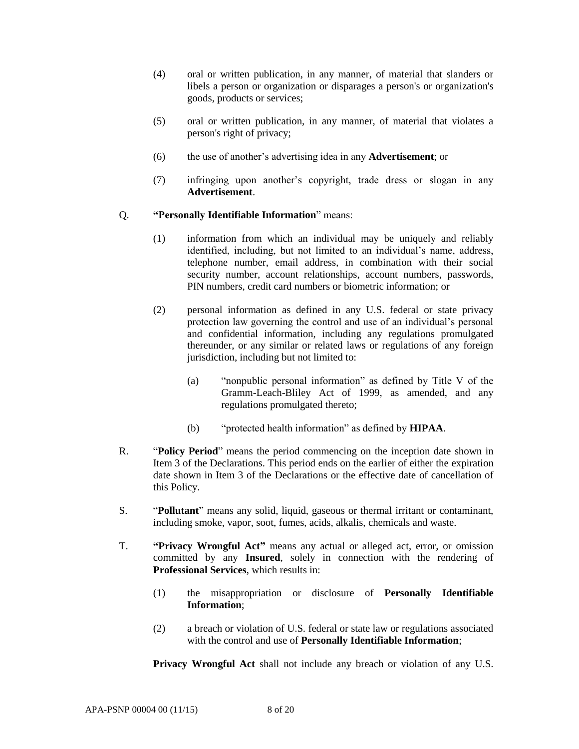(4) oral or written publication, in any manner, of material that slanders or libels a person or organization or disparages a person's or organization's goods, products or services;

(5) oral or written publication, in any manner, of material that violates a person's right of privacy;

(6) the use of another's advertising idea in any **Advertisement**; or

(7) infringing upon another's copyright, trade dress or slogan in any **Advertisement**.

Q. **"Personally Identifiable Information**" means:

(1) information from which an individual may be uniquely and reliably identified, including, but not limited to an individual's name, address, telephone number, email address, in combination with their social security number, account relationships, account numbers, passwords, PIN numbers, credit card numbers or biometric information; or

(2) personal information as defined in any U.S. federal or state privacy protection law governing the control and use of an individual's personal and confidential information, including any regulations promulgated thereunder, or any similar or related laws or regulations of any foreign jurisdiction, including but not limited to:

(a) "nonpublic personal information" as defined by Title V of the Gramm-Leach-Bliley Act of 1999, as amended, and any regulations promulgated thereto;

(b) "protected health information" as defined by **HIPAA**.

R. "**Policy Period**" means the period commencing on the inception date shown in Item 3 of the Declarations. This period ends on the earlier of either the expiration date shown in Item 3 of the Declarations or the effective date of cancellation of this Policy.

S. "**Pollutant**" means any solid, liquid, gaseous or thermal irritant or contaminant, including smoke, vapor, soot, fumes, acids, alkalis, chemicals and waste.

T. **"Privacy Wrongful Act"** means any actual or alleged act, error, or omission committed by any **Insured**, solely in connection with the rendering of **Professional Services**, which results in:

(1) the misappropriation or disclosure of **Personally Identifiable Information**;

(2) a breach or violation of U.S. federal or state law or regulations associated with the control and use of **Personally Identifiable Information**;

**Privacy Wrongful Act** shall not include any breach or violation of any U.S.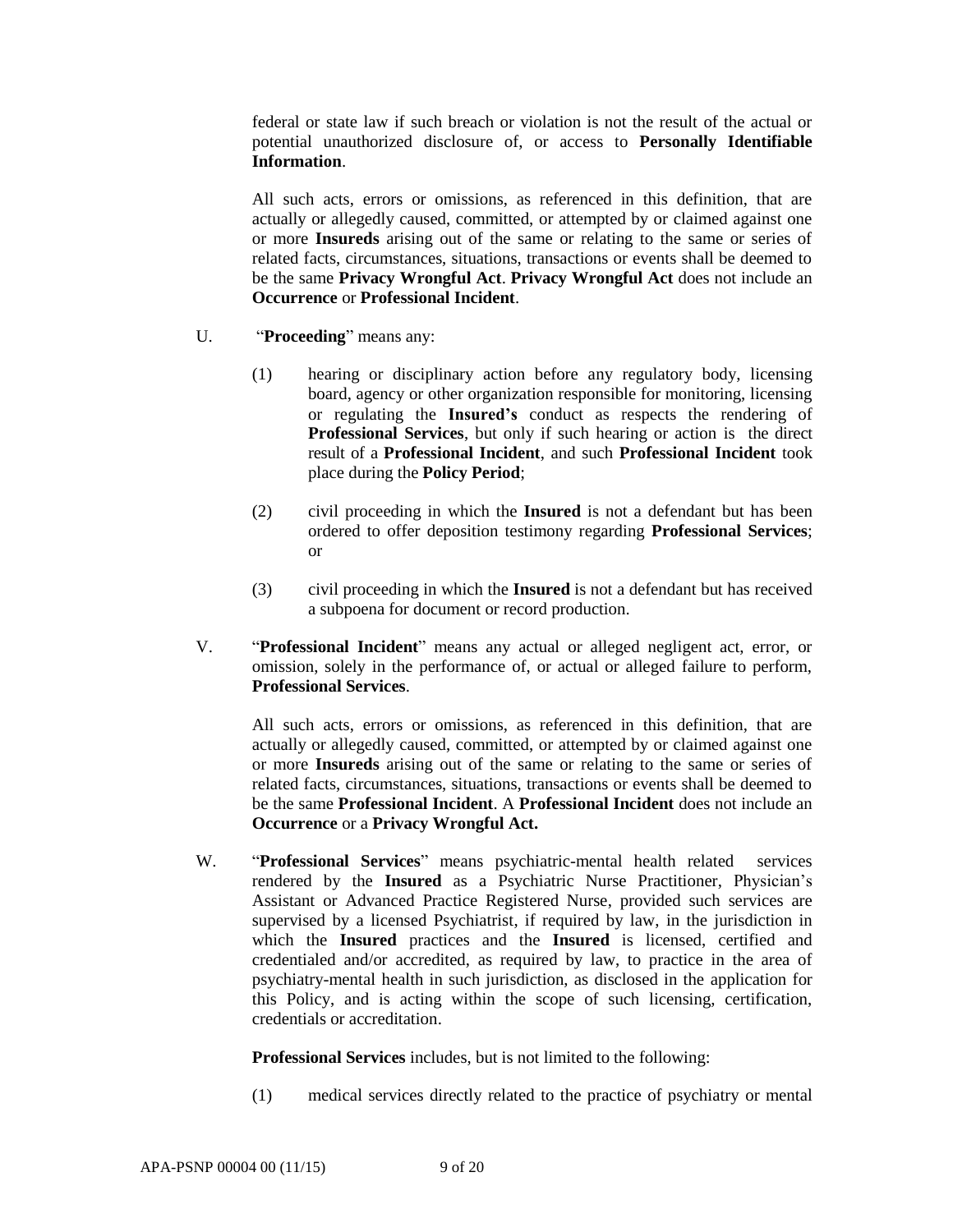federal or state law if such breach or violation is not the result of the actual or potential unauthorized disclosure of, or access to **Personally Identifiable Information**.

All such acts, errors or omissions, as referenced in this definition, that are actually or allegedly caused, committed, or attempted by or claimed against one or more **Insureds** arising out of the same or relating to the same or series of related facts, circumstances, situations, transactions or events shall be deemed to be the same **Privacy Wrongful Act**. **Privacy Wrongful Act** does not include an **Occurrence** or **Professional Incident**.

U. "**Proceeding**" means any:

(1) hearing or disciplinary action before any regulatory body, licensing board, agency or other organization responsible for monitoring, licensing or regulating the **Insured's** conduct as respects the rendering of **Professional Services**, but only if such hearing or action is the direct result of a **Professional Incident**, and such **Professional Incident** took place during the **Policy Period**;

(2) civil proceeding in which the **Insured** is not a defendant but has been ordered to offer deposition testimony regarding **Professional Services**; or

(3) civil proceeding in which the **Insured** is not a defendant but has received a subpoena for document or record production.

V. "**Professional Incident**" means any actual or alleged negligent act, error, or omission, solely in the performance of, or actual or alleged failure to perform, **Professional Services**.

All such acts, errors or omissions, as referenced in this definition, that are actually or allegedly caused, committed, or attempted by or claimed against one or more **Insureds** arising out of the same or relating to the same or series of related facts, circumstances, situations, transactions or events shall be deemed to be the same **Professional Incident**. A **Professional Incident** does not include an **Occurrence** or a **Privacy Wrongful Act.**

W. "**Professional Services**" means psychiatric-mental health related services rendered by the **Insured** as a Psychiatric Nurse Practitioner, Physician's Assistant or Advanced Practice Registered Nurse, provided such services are supervised by a licensed Psychiatrist, if required by law, in the jurisdiction in which the **Insured** practices and the **Insured** is licensed, certified and credentialed and/or accredited, as required by law, to practice in the area of psychiatry-mental health in such jurisdiction, as disclosed in the application for this Policy, and is acting within the scope of such licensing, certification, credentials or accreditation.

**Professional Services** includes, but is not limited to the following:

(1) medical services directly related to the practice of psychiatry or mental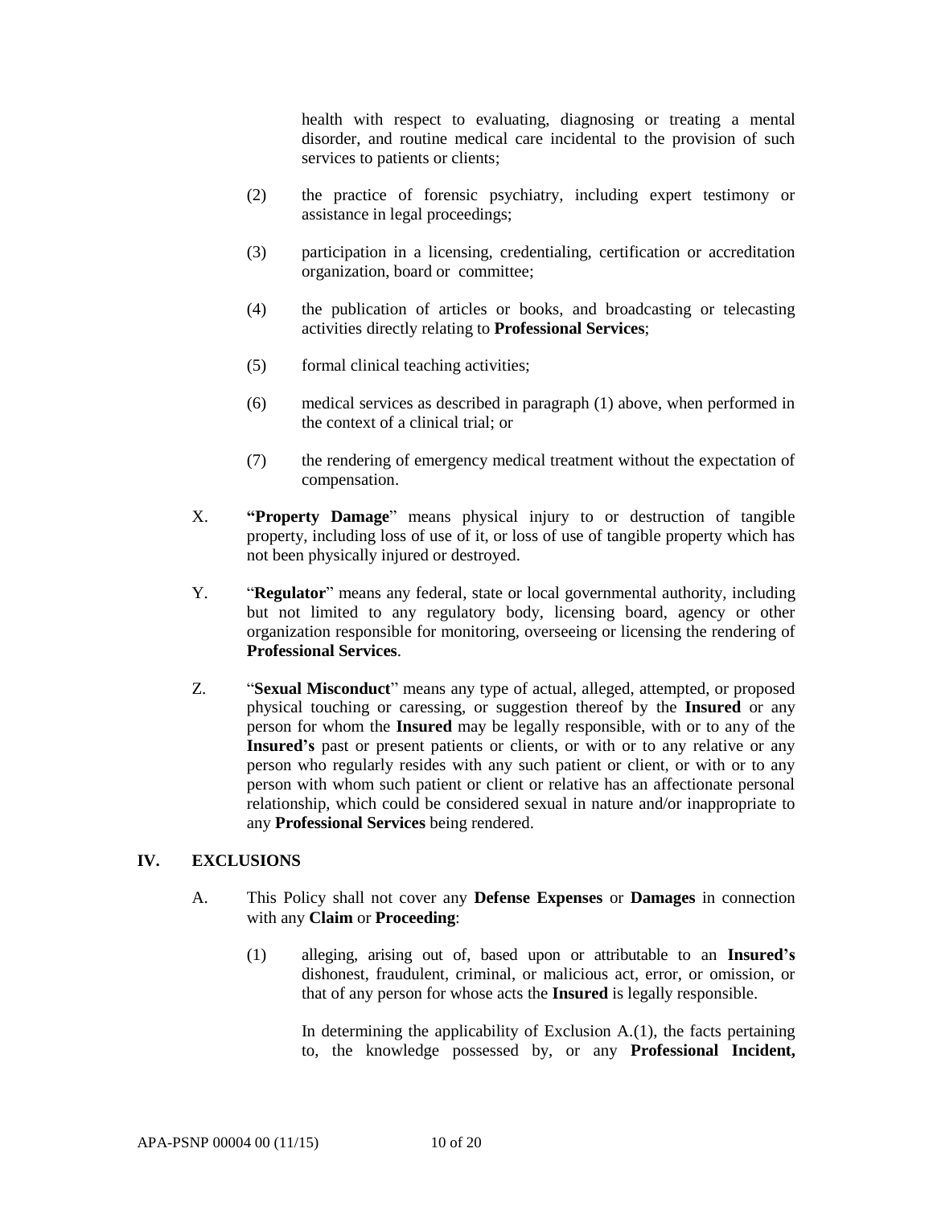health with respect to evaluating, diagnosing or treating a mental disorder, and routine medical care incidental to the provision of such services to patients or clients;

(2) the practice of forensic psychiatry, including expert testimony or assistance in legal proceedings;

(3) participation in a licensing, credentialing, certification or accreditation organization, board or committee;

(4) the publication of articles or books, and broadcasting or telecasting activities directly relating to **Professional Services**;

(5) formal clinical teaching activities;

(6) medical services as described in paragraph (1) above, when performed in the context of a clinical trial; or

(7) the rendering of emergency medical treatment without the expectation of compensation.

X. **"Property Damage"** means physical injury to or destruction of tangible property, including loss of use of it, or loss of use of tangible property which has not been physically injured or destroyed.

Y. "**Regulator**" means any federal, state or local governmental authority, including but not limited to any regulatory body, licensing board, agency or other organization responsible for monitoring, overseeing or licensing the rendering of **Professional Services**.

Z. "**Sexual Misconduct**" means any type of actual, alleged, attempted, or proposed physical touching or caressing, or suggestion thereof by the **Insured** or any person for whom the **Insured** may be legally responsible, with or to any of the **Insured's** past or present patients or clients, or with or to any relative or any person who regularly resides with any such patient or client, or with or to any person with whom such patient or client or relative has an affectionate personal relationship, which could be considered sexual in nature and/or inappropriate to any **Professional Services** being rendered.

## IV. EXCLUSIONS

A. This Policy shall not cover any **Defense Expenses** or **Damages** in connection with any **Claim** or **Proceeding**:

(1) alleging, arising out of, based upon or attributable to an **Insured's** dishonest, fraudulent, criminal, or malicious act, error, or omission, or that of any person for whose acts the **Insured** is legally responsible.

In determining the applicability of Exclusion A.(1), the facts pertaining to, the knowledge possessed by, or any **Professional Incident,**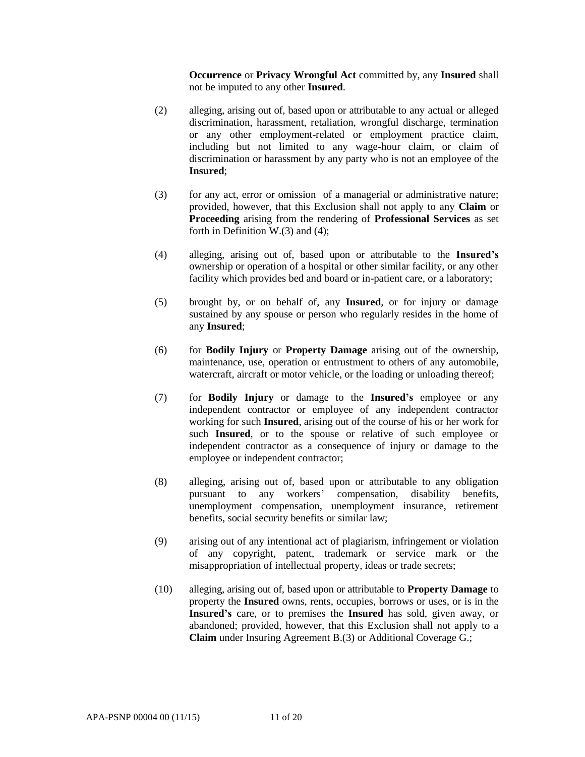**Occurrence** or **Privacy Wrongful Act** committed by, any **Insured** shall not be imputed to any other **Insured**.

(2) alleging, arising out of, based upon or attributable to any actual or alleged discrimination, harassment, retaliation, wrongful discharge, termination or any other employment-related or employment practice claim, including but not limited to any wage-hour claim, or claim of discrimination or harassment by any party who is not an employee of the **Insured**;

(3) for any act, error or omission of a managerial or administrative nature; provided, however, that this Exclusion shall not apply to any **Claim** or **Proceeding** arising from the rendering of **Professional Services** as set forth in Definition W.(3) and (4);

(4) alleging, arising out of, based upon or attributable to the **Insured's** ownership or operation of a hospital or other similar facility, or any other facility which provides bed and board or in-patient care, or a laboratory;

(5) brought by, or on behalf of, any **Insured**, or for injury or damage sustained by any spouse or person who regularly resides in the home of any **Insured**;

(6) for **Bodily Injury** or **Property Damage** arising out of the ownership, maintenance, use, operation or entrustment to others of any automobile, watercraft, aircraft or motor vehicle, or the loading or unloading thereof;

(7) for **Bodily Injury** or damage to the **Insured's** employee or any independent contractor or employee of any independent contractor working for such **Insured**, arising out of the course of his or her work for such **Insured**, or to the spouse or relative of such employee or independent contractor as a consequence of injury or damage to the employee or independent contractor;

(8) alleging, arising out of, based upon or attributable to any obligation pursuant to any workers' compensation, disability benefits, unemployment compensation, unemployment insurance, retirement benefits, social security benefits or similar law;

(9) arising out of any intentional act of plagiarism, infringement or violation of any copyright, patent, trademark or service mark or the misappropriation of intellectual property, ideas or trade secrets;

(10) alleging, arising out of, based upon or attributable to **Property Damage** to property the **Insured** owns, rents, occupies, borrows or uses, or is in the **Insured's** care, or to premises the **Insured** has sold, given away, or abandoned; provided, however, that this Exclusion shall not apply to a **Claim** under Insuring Agreement B.(3) or Additional Coverage G.;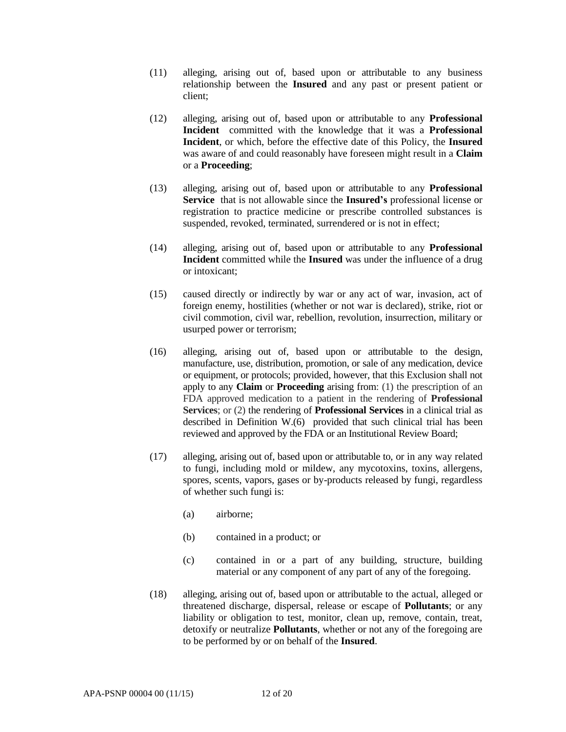(11) alleging, arising out of, based upon or attributable to any business relationship between the **Insured** and any past or present patient or client;

(12) alleging, arising out of, based upon or attributable to any **Professional Incident** committed with the knowledge that it was a **Professional Incident**, or which, before the effective date of this Policy, the **Insured** was aware of and could reasonably have foreseen might result in a **Claim** or a **Proceeding**;

(13) alleging, arising out of, based upon or attributable to any **Professional Service** that is not allowable since the **Insured's** professional license or registration to practice medicine or prescribe controlled substances is suspended, revoked, terminated, surrendered or is not in effect;

(14) alleging, arising out of, based upon or attributable to any **Professional Incident** committed while the **Insured** was under the influence of a drug or intoxicant;

(15) caused directly or indirectly by war or any act of war, invasion, act of foreign enemy, hostilities (whether or not war is declared), strike, riot or civil commotion, civil war, rebellion, revolution, insurrection, military or usurped power or terrorism;

(16) alleging, arising out of, based upon or attributable to the design, manufacture, use, distribution, promotion, or sale of any medication, device or equipment, or protocols; provided, however, that this Exclusion shall not apply to any **Claim** or **Proceeding** arising from: (1) the prescription of an FDA approved medication to a patient in the rendering of **Professional Services**; or (2) the rendering of **Professional Services** in a clinical trial as described in Definition W.(6) provided that such clinical trial has been reviewed and approved by the FDA or an Institutional Review Board;

(17) alleging, arising out of, based upon or attributable to, or in any way related to fungi, including mold or mildew, any mycotoxins, toxins, allergens, spores, scents, vapors, gases or by-products released by fungi, regardless of whether such fungi is:

   (a) airborne;

   (b) contained in a product; or

   (c) contained in or a part of any building, structure, building material or any component of any part of any of the foregoing.

(18) alleging, arising out of, based upon or attributable to the actual, alleged or threatened discharge, dispersal, release or escape of **Pollutants**; or any liability or obligation to test, monitor, clean up, remove, contain, treat, detoxify or neutralize **Pollutants**, whether or not any of the foregoing are to be performed by or on behalf of the **Insured**.

APA-PSNP 00004 00 (11/15)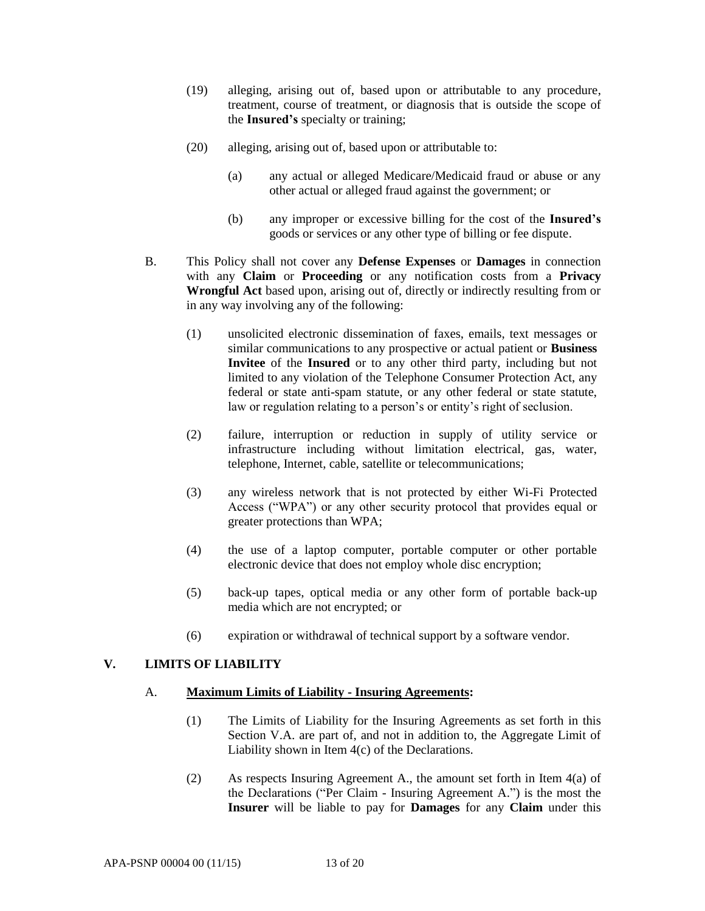(19) alleging, arising out of, based upon or attributable to any procedure, treatment, course of treatment, or diagnosis that is outside the scope of the **Insured's** specialty or training;

(20) alleging, arising out of, based upon or attributable to:

(a) any actual or alleged Medicare/Medicaid fraud or abuse or any other actual or alleged fraud against the government; or

(b) any improper or excessive billing for the cost of the **Insured's** goods or services or any other type of billing or fee dispute.

B. This Policy shall not cover any **Defense Expenses** or **Damages** in connection with any **Claim** or **Proceeding** or any notification costs from a **Privacy Wrongful Act** based upon, arising out of, directly or indirectly resulting from or in any way involving any of the following:

(1) unsolicited electronic dissemination of faxes, emails, text messages or similar communications to any prospective or actual patient or **Business Invitee** of the **Insured** or to any other third party, including but not limited to any violation of the Telephone Consumer Protection Act, any federal or state anti-spam statute, or any other federal or state statute, law or regulation relating to a person's or entity's right of seclusion.

(2) failure, interruption or reduction in supply of utility service or infrastructure including without limitation electrical, gas, water, telephone, Internet, cable, satellite or telecommunications;

(3) any wireless network that is not protected by either Wi-Fi Protected Access ("WPA") or any other security protocol that provides equal or greater protections than WPA;

(4) the use of a laptop computer, portable computer or other portable electronic device that does not employ whole disc encryption;

(5) back-up tapes, optical media or any other form of portable back-up media which are not encrypted; or

(6) expiration or withdrawal of technical support by a software vendor.

## V. LIMITS OF LIABILITY

### A. <u>Maximum Limits of Liability - Insuring Agreements</u>:

(1) The Limits of Liability for the Insuring Agreements as set forth in this Section V.A. are part of, and not in addition to, the Aggregate Limit of Liability shown in Item 4(c) of the Declarations.

(2) As respects Insuring Agreement A., the amount set forth in Item 4(a) of the Declarations ("Per Claim - Insuring Agreement A.") is the most the **Insurer** will be liable to pay for **Damages** for any **Claim** under this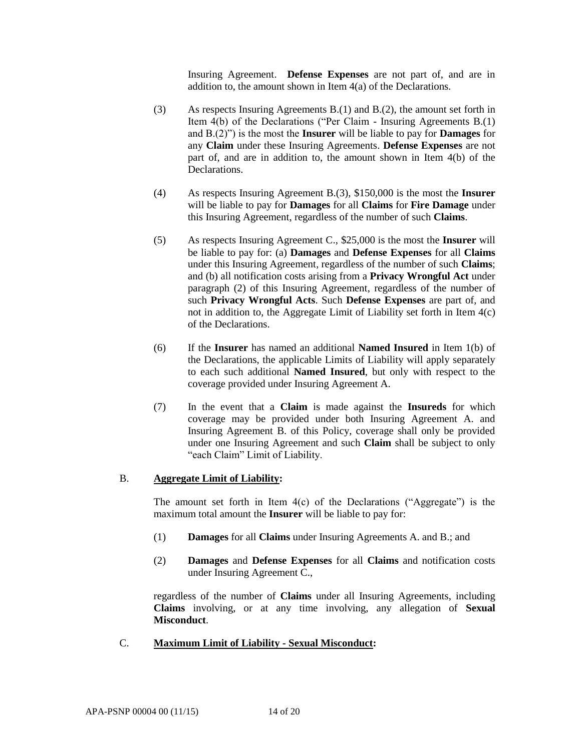Insuring Agreement. **Defense Expenses** are not part of, and are in addition to, the amount shown in Item 4(a) of the Declarations.

(3) As respects Insuring Agreements B.(1) and B.(2), the amount set forth in Item 4(b) of the Declarations ("Per Claim - Insuring Agreements B.(1) and B.(2)") is the most the **Insurer** will be liable to pay for **Damages** for any **Claim** under these Insuring Agreements. **Defense Expenses** are not part of, and are in addition to, the amount shown in Item 4(b) of the Declarations.

(4) As respects Insuring Agreement B.(3), $150,000 is the most the **Insurer** will be liable to pay for **Damages** for all **Claims** for **Fire Damage** under this Insuring Agreement, regardless of the number of such **Claims**.

(5) As respects Insuring Agreement C., $25,000 is the most the **Insurer** will be liable to pay for: (a) **Damages** and **Defense Expenses** for all **Claims** under this Insuring Agreement, regardless of the number of such **Claims**; and (b) all notification costs arising from a **Privacy Wrongful Act** under paragraph (2) of this Insuring Agreement, regardless of the number of such **Privacy Wrongful Acts**. Such **Defense Expenses** are part of, and not in addition to, the Aggregate Limit of Liability set forth in Item 4(c) of the Declarations.

(6) If the **Insurer** has named an additional **Named Insured** in Item 1(b) of the Declarations, the applicable Limits of Liability will apply separately to each such additional **Named Insured**, but only with respect to the coverage provided under Insuring Agreement A.

(7) In the event that a **Claim** is made against the **Insureds** for which coverage may be provided under both Insuring Agreement A. and Insuring Agreement B. of this Policy, coverage shall only be provided under one Insuring Agreement and such **Claim** shall be subject to only "each Claim" Limit of Liability.

B. **Aggregate Limit of Liability:**

The amount set forth in Item 4(c) of the Declarations ("Aggregate") is the maximum total amount the **Insurer** will be liable to pay for:

(1) **Damages** for all **Claims** under Insuring Agreements A. and B.; and

(2) **Damages** and **Defense Expenses** for all **Claims** and notification costs under Insuring Agreement C.,

regardless of the number of **Claims** under all Insuring Agreements, including **Claims** involving, or at any time involving, any allegation of **Sexual Misconduct**.

C. **Maximum Limit of Liability - Sexual Misconduct:**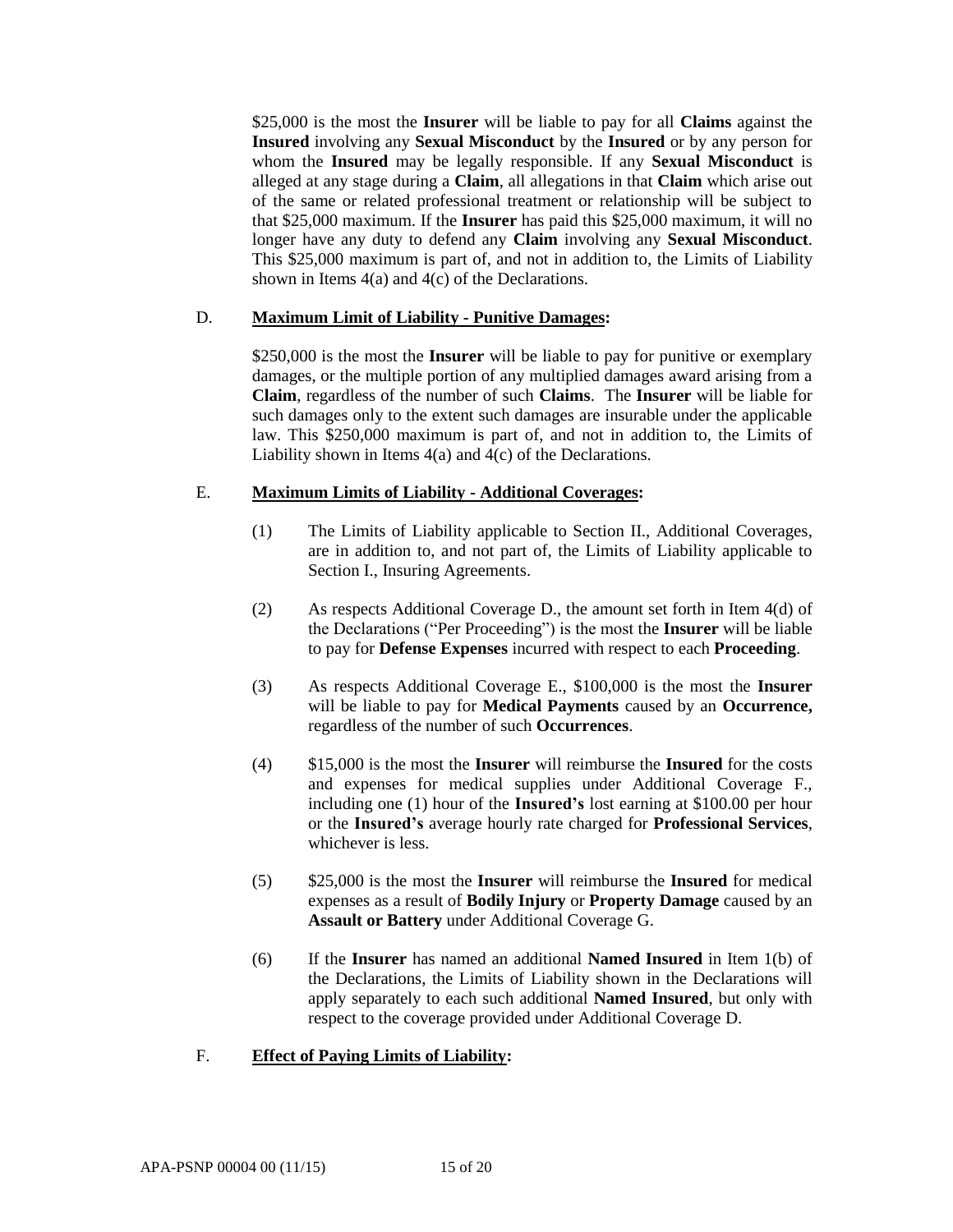$25,000 is the most the **Insurer** will be liable to pay for all **Claims** against the **Insured** involving any **Sexual Misconduct** by the **Insured** or by any person for whom the **Insured** may be legally responsible. If any **Sexual Misconduct** is alleged at any stage during a **Claim**, all allegations in that **Claim** which arise out of the same or related professional treatment or relationship will be subject to that $25,000 maximum. If the **Insurer** has paid this $25,000 maximum, it will no longer have any duty to defend any **Claim** involving any **Sexual Misconduct**. This $25,000 maximum is part of, and not in addition to, the Limits of Liability shown in Items 4(a) and 4(c) of the Declarations.

D. **Maximum Limit of Liability - Punitive Damages:**

$250,000 is the most the **Insurer** will be liable to pay for punitive or exemplary damages, or the multiple portion of any multiplied damages award arising from a **Claim**, regardless of the number of such **Claims**. The **Insurer** will be liable for such damages only to the extent such damages are insurable under the applicable law. This $250,000 maximum is part of, and not in addition to, the Limits of Liability shown in Items 4(a) and 4(c) of the Declarations.

E. **Maximum Limits of Liability - Additional Coverages:**

(1) The Limits of Liability applicable to Section II., Additional Coverages, are in addition to, and not part of, the Limits of Liability applicable to Section I., Insuring Agreements.

(2) As respects Additional Coverage D., the amount set forth in Item 4(d) of the Declarations ("Per Proceeding") is the most the **Insurer** will be liable to pay for **Defense Expenses** incurred with respect to each **Proceeding**.

(3) As respects Additional Coverage E., $100,000 is the most the **Insurer** will be liable to pay for **Medical Payments** caused by an **Occurrence,** regardless of the number of such **Occurrences**.

(4) $15,000 is the most the **Insurer** will reimburse the **Insured** for the costs and expenses for medical supplies under Additional Coverage F., including one (1) hour of the **Insured's** lost earning at $100.00 per hour or the **Insured's** average hourly rate charged for **Professional Services**, whichever is less.

(5) $25,000 is the most the **Insurer** will reimburse the **Insured** for medical expenses as a result of **Bodily Injury** or **Property Damage** caused by an **Assault or Battery** under Additional Coverage G.

(6) If the **Insurer** has named an additional **Named Insured** in Item 1(b) of the Declarations, the Limits of Liability shown in the Declarations will apply separately to each such additional **Named Insured**, but only with respect to the coverage provided under Additional Coverage D.

F. **Effect of Paying Limits of Liability:**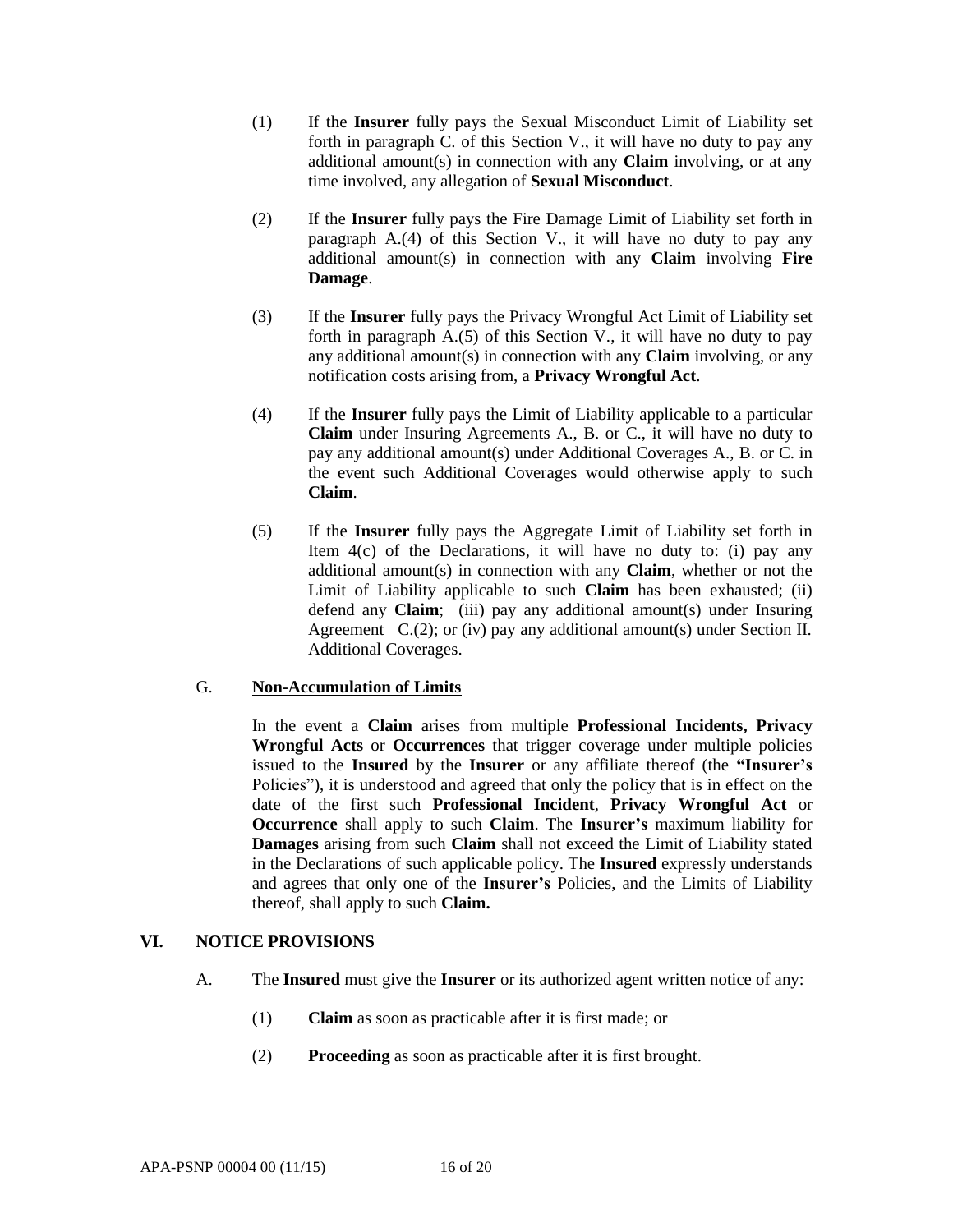(1) If the **Insurer** fully pays the Sexual Misconduct Limit of Liability set forth in paragraph C. of this Section V., it will have no duty to pay any additional amount(s) in connection with any **Claim** involving, or at any time involved, any allegation of **Sexual Misconduct**.

(2) If the **Insurer** fully pays the Fire Damage Limit of Liability set forth in paragraph A.(4) of this Section V., it will have no duty to pay any additional amount(s) in connection with any **Claim** involving **Fire Damage**.

(3) If the **Insurer** fully pays the Privacy Wrongful Act Limit of Liability set forth in paragraph A.(5) of this Section V., it will have no duty to pay any additional amount(s) in connection with any **Claim** involving, or any notification costs arising from, a **Privacy Wrongful Act**.

(4) If the **Insurer** fully pays the Limit of Liability applicable to a particular **Claim** under Insuring Agreements A., B. or C., it will have no duty to pay any additional amount(s) under Additional Coverages A., B. or C. in the event such Additional Coverages would otherwise apply to such **Claim**.

(5) If the **Insurer** fully pays the Aggregate Limit of Liability set forth in Item 4(c) of the Declarations, it will have no duty to: (i) pay any additional amount(s) in connection with any **Claim**, whether or not the Limit of Liability applicable to such **Claim** has been exhausted; (ii) defend any **Claim**; (iii) pay any additional amount(s) under Insuring Agreement C.(2); or (iv) pay any additional amount(s) under Section II. Additional Coverages.

G. <u>**Non-Accumulation of Limits**</u>

In the event a **Claim** arises from multiple **Professional Incidents, Privacy Wrongful Acts** or **Occurrences** that trigger coverage under multiple policies issued to the **Insured** by the **Insurer** or any affiliate thereof (the **"Insurer's** Policies"), it is understood and agreed that only the policy that is in effect on the date of the first such **Professional Incident**, **Privacy Wrongful Act** or **Occurrence** shall apply to such **Claim**. The **Insurer's** maximum liability for **Damages** arising from such **Claim** shall not exceed the Limit of Liability stated in the Declarations of such applicable policy. The **Insured** expressly understands and agrees that only one of the **Insurer's** Policies, and the Limits of Liability thereof, shall apply to such **Claim.**

## VI. NOTICE PROVISIONS

A. The **Insured** must give the **Insurer** or its authorized agent written notice of any:

(1) **Claim** as soon as practicable after it is first made; or

(2) **Proceeding** as soon as practicable after it is first brought.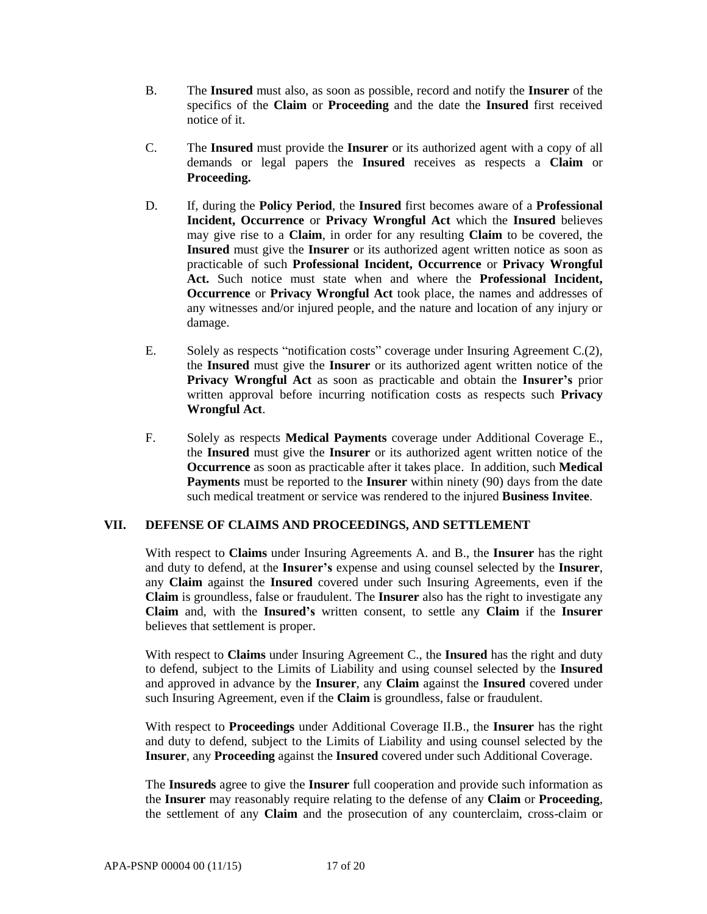B. The **Insured** must also, as soon as possible, record and notify the **Insurer** of the specifics of the **Claim** or **Proceeding** and the date the **Insured** first received notice of it.

C. The **Insured** must provide the **Insurer** or its authorized agent with a copy of all demands or legal papers the **Insured** receives as respects a **Claim** or **Proceeding.**

D. If, during the **Policy Period**, the **Insured** first becomes aware of a **Professional Incident, Occurrence** or **Privacy Wrongful Act** which the **Insured** believes may give rise to a **Claim**, in order for any resulting **Claim** to be covered, the **Insured** must give the **Insurer** or its authorized agent written notice as soon as practicable of such **Professional Incident, Occurrence** or **Privacy Wrongful Act.** Such notice must state when and where the **Professional Incident, Occurrence** or **Privacy Wrongful Act** took place, the names and addresses of any witnesses and/or injured people, and the nature and location of any injury or damage.

E. Solely as respects "notification costs" coverage under Insuring Agreement C.(2), the **Insured** must give the **Insurer** or its authorized agent written notice of the **Privacy Wrongful Act** as soon as practicable and obtain the **Insurer's** prior written approval before incurring notification costs as respects such **Privacy Wrongful Act**.

F. Solely as respects **Medical Payments** coverage under Additional Coverage E., the **Insured** must give the **Insurer** or its authorized agent written notice of the **Occurrence** as soon as practicable after it takes place. In addition, such **Medical Payments** must be reported to the **Insurer** within ninety (90) days from the date such medical treatment or service was rendered to the injured **Business Invitee**.

## VII. DEFENSE OF CLAIMS AND PROCEEDINGS, AND SETTLEMENT

With respect to **Claims** under Insuring Agreements A. and B., the **Insurer** has the right and duty to defend, at the **Insurer's** expense and using counsel selected by the **Insurer**, any **Claim** against the **Insured** covered under such Insuring Agreements, even if the **Claim** is groundless, false or fraudulent. The **Insurer** also has the right to investigate any **Claim** and, with the **Insured's** written consent, to settle any **Claim** if the **Insurer** believes that settlement is proper.

With respect to **Claims** under Insuring Agreement C., the **Insured** has the right and duty to defend, subject to the Limits of Liability and using counsel selected by the **Insured** and approved in advance by the **Insurer**, any **Claim** against the **Insured** covered under such Insuring Agreement, even if the **Claim** is groundless, false or fraudulent.

With respect to **Proceedings** under Additional Coverage II.B., the **Insurer** has the right and duty to defend, subject to the Limits of Liability and using counsel selected by the **Insurer**, any **Proceeding** against the **Insured** covered under such Additional Coverage.

The **Insureds** agree to give the **Insurer** full cooperation and provide such information as the **Insurer** may reasonably require relating to the defense of any **Claim** or **Proceeding**, the settlement of any **Claim** and the prosecution of any counterclaim, cross-claim or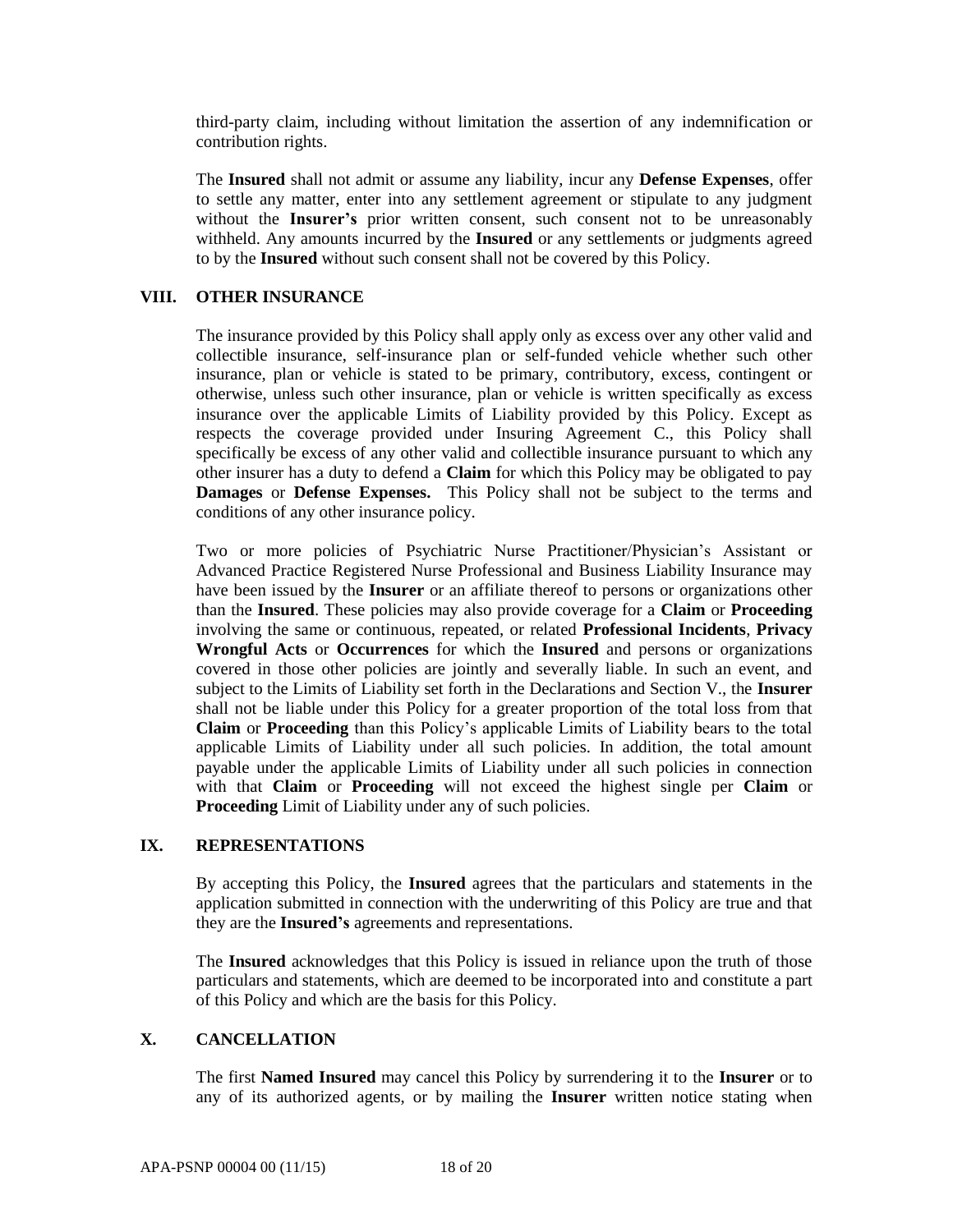third-party claim, including without limitation the assertion of any indemnification or contribution rights.

The **Insured** shall not admit or assume any liability, incur any **Defense Expenses**, offer to settle any matter, enter into any settlement agreement or stipulate to any judgment without the **Insurer's** prior written consent, such consent not to be unreasonably withheld. Any amounts incurred by the **Insured** or any settlements or judgments agreed to by the **Insured** without such consent shall not be covered by this Policy.

## VIII. OTHER INSURANCE

The insurance provided by this Policy shall apply only as excess over any other valid and collectible insurance, self-insurance plan or self-funded vehicle whether such other insurance, plan or vehicle is stated to be primary, contributory, excess, contingent or otherwise, unless such other insurance, plan or vehicle is written specifically as excess insurance over the applicable Limits of Liability provided by this Policy. Except as respects the coverage provided under Insuring Agreement C., this Policy shall specifically be excess of any other valid and collectible insurance pursuant to which any other insurer has a duty to defend a **Claim** for which this Policy may be obligated to pay **Damages** or **Defense Expenses.** This Policy shall not be subject to the terms and conditions of any other insurance policy.

Two or more policies of Psychiatric Nurse Practitioner/Physician's Assistant or Advanced Practice Registered Nurse Professional and Business Liability Insurance may have been issued by the **Insurer** or an affiliate thereof to persons or organizations other than the **Insured**. These policies may also provide coverage for a **Claim** or **Proceeding** involving the same or continuous, repeated, or related **Professional Incidents**, **Privacy Wrongful Acts** or **Occurrences** for which the **Insured** and persons or organizations covered in those other policies are jointly and severally liable. In such an event, and subject to the Limits of Liability set forth in the Declarations and Section V., the **Insurer** shall not be liable under this Policy for a greater proportion of the total loss from that **Claim** or **Proceeding** than this Policy's applicable Limits of Liability bears to the total applicable Limits of Liability under all such policies. In addition, the total amount payable under the applicable Limits of Liability under all such policies in connection with that **Claim** or **Proceeding** will not exceed the highest single per **Claim** or **Proceeding** Limit of Liability under any of such policies.

## IX. REPRESENTATIONS

By accepting this Policy, the **Insured** agrees that the particulars and statements in the application submitted in connection with the underwriting of this Policy are true and that they are the **Insured's** agreements and representations.

The **Insured** acknowledges that this Policy is issued in reliance upon the truth of those particulars and statements, which are deemed to be incorporated into and constitute a part of this Policy and which are the basis for this Policy.

## X. CANCELLATION

The first **Named Insured** may cancel this Policy by surrendering it to the **Insurer** or to any of its authorized agents, or by mailing the **Insurer** written notice stating when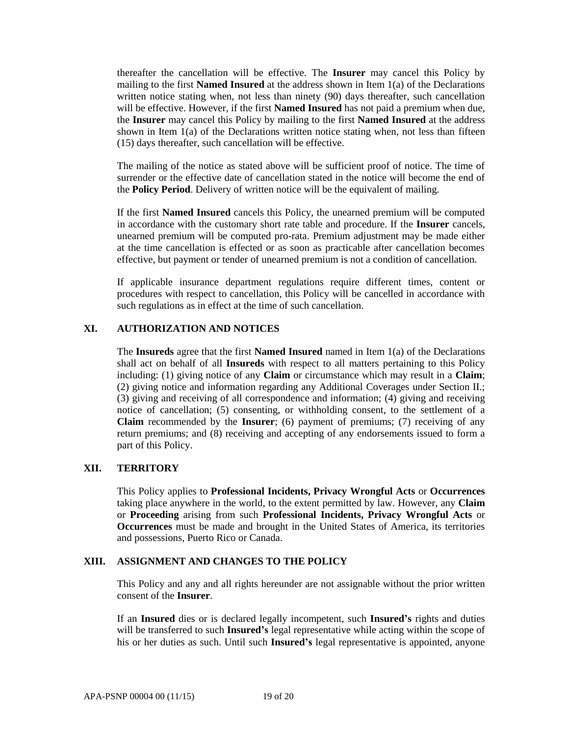thereafter the cancellation will be effective. The **Insurer** may cancel this Policy by mailing to the first **Named Insured** at the address shown in Item 1(a) of the Declarations written notice stating when, not less than ninety (90) days thereafter, such cancellation will be effective. However, if the first **Named Insured** has not paid a premium when due, the **Insurer** may cancel this Policy by mailing to the first **Named Insured** at the address shown in Item 1(a) of the Declarations written notice stating when, not less than fifteen (15) days thereafter, such cancellation will be effective.

The mailing of the notice as stated above will be sufficient proof of notice. The time of surrender or the effective date of cancellation stated in the notice will become the end of the **Policy Period**. Delivery of written notice will be the equivalent of mailing.

If the first **Named Insured** cancels this Policy, the unearned premium will be computed in accordance with the customary short rate table and procedure. If the **Insurer** cancels, unearned premium will be computed pro-rata. Premium adjustment may be made either at the time cancellation is effected or as soon as practicable after cancellation becomes effective, but payment or tender of unearned premium is not a condition of cancellation.

If applicable insurance department regulations require different times, content or procedures with respect to cancellation, this Policy will be cancelled in accordance with such regulations as in effect at the time of such cancellation.

## XI. AUTHORIZATION AND NOTICES

The **Insureds** agree that the first **Named Insured** named in Item 1(a) of the Declarations shall act on behalf of all **Insureds** with respect to all matters pertaining to this Policy including: (1) giving notice of any **Claim** or circumstance which may result in a **Claim**; (2) giving notice and information regarding any Additional Coverages under Section II.; (3) giving and receiving of all correspondence and information; (4) giving and receiving notice of cancellation; (5) consenting, or withholding consent, to the settlement of a **Claim** recommended by the **Insurer**; (6) payment of premiums; (7) receiving of any return premiums; and (8) receiving and accepting of any endorsements issued to form a part of this Policy.

## XII. TERRITORY

This Policy applies to **Professional Incidents, Privacy Wrongful Acts** or **Occurrences** taking place anywhere in the world, to the extent permitted by law. However, any **Claim** or **Proceeding** arising from such **Professional Incidents, Privacy Wrongful Acts** or **Occurrences** must be made and brought in the United States of America, its territories and possessions, Puerto Rico or Canada.

## XIII. ASSIGNMENT AND CHANGES TO THE POLICY

This Policy and any and all rights hereunder are not assignable without the prior written consent of the **Insurer**.

If an **Insured** dies or is declared legally incompetent, such **Insured's** rights and duties will be transferred to such **Insured's** legal representative while acting within the scope of his or her duties as such. Until such **Insured's** legal representative is appointed, anyone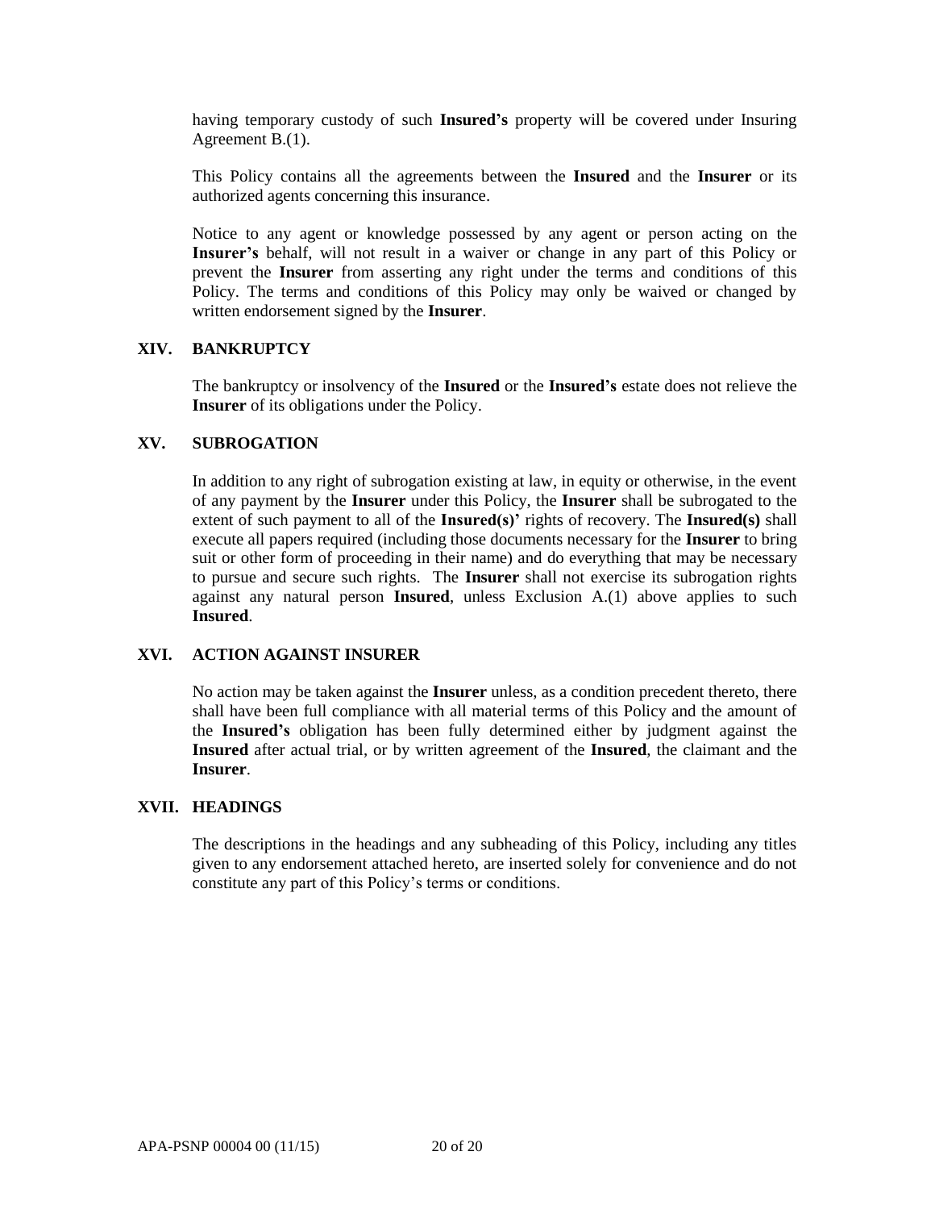having temporary custody of such **Insured's** property will be covered under Insuring Agreement B.(1).

This Policy contains all the agreements between the **Insured** and the **Insurer** or its authorized agents concerning this insurance.

Notice to any agent or knowledge possessed by any agent or person acting on the **Insurer's** behalf, will not result in a waiver or change in any part of this Policy or prevent the **Insurer** from asserting any right under the terms and conditions of this Policy. The terms and conditions of this Policy may only be waived or changed by written endorsement signed by the **Insurer**.

## XIV. BANKRUPTCY

The bankruptcy or insolvency of the **Insured** or the **Insured's** estate does not relieve the **Insurer** of its obligations under the Policy.

## XV. SUBROGATION

In addition to any right of subrogation existing at law, in equity or otherwise, in the event of any payment by the **Insurer** under this Policy, the **Insurer** shall be subrogated to the extent of such payment to all of the **Insured(s)'** rights of recovery. The **Insured(s)** shall execute all papers required (including those documents necessary for the **Insurer** to bring suit or other form of proceeding in their name) and do everything that may be necessary to pursue and secure such rights. The **Insurer** shall not exercise its subrogation rights against any natural person **Insured**, unless Exclusion A.(1) above applies to such **Insured**.

## XVI. ACTION AGAINST INSURER

No action may be taken against the **Insurer** unless, as a condition precedent thereto, there shall have been full compliance with all material terms of this Policy and the amount of the **Insured's** obligation has been fully determined either by judgment against the **Insured** after actual trial, or by written agreement of the **Insured**, the claimant and the **Insurer**.

## XVII. HEADINGS

The descriptions in the headings and any subheading of this Policy, including any titles given to any endorsement attached hereto, are inserted solely for convenience and do not constitute any part of this Policy's terms or conditions.

APA-PSNP 00004 00 (11/15)